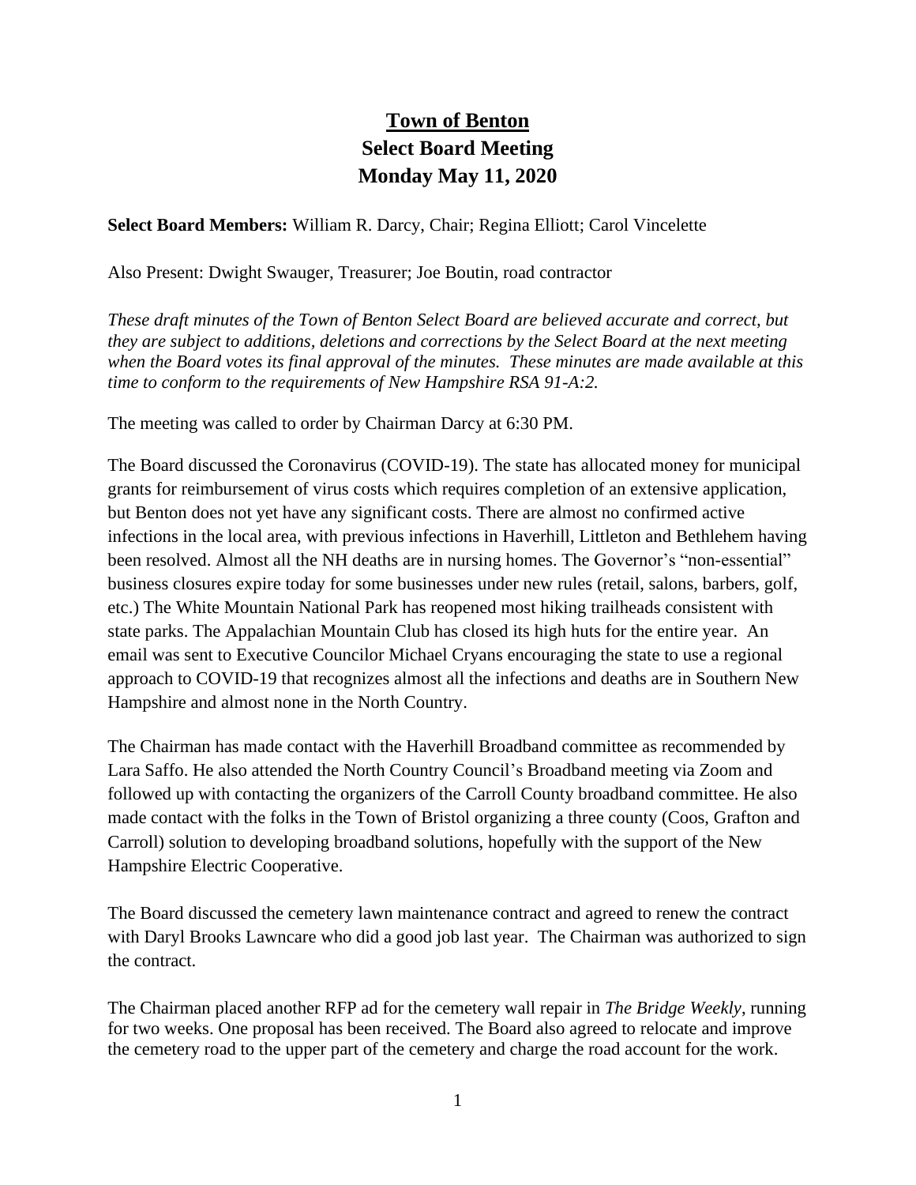# Town of Benton

## Select Board Meeting

## Monday May 11, 2020

**Select Board Members:** William R. Darcy, Chair; Regina Elliott; Carol Vincelette

Also Present: Dwight Swauger, Treasurer; Joe Boutin, road contractor

*These draft minutes of the Town of Benton Select Board are believed accurate and correct, but they are subject to additions, deletions and corrections by the Select Board at the next meeting when the Board votes its final approval of the minutes. These minutes are made available at this time to conform to the requirements of New Hampshire RSA 91-A:2.*

The meeting was called to order by Chairman Darcy at 6:30 PM.

The Board discussed the Coronavirus (COVID-19). The state has allocated money for municipal grants for reimbursement of virus costs which requires completion of an extensive application, but Benton does not yet have any significant costs. There are almost no confirmed active infections in the local area, with previous infections in Haverhill, Littleton and Bethlehem having been resolved. Almost all the NH deaths are in nursing homes. The Governor's "non-essential" business closures expire today for some businesses under new rules (retail, salons, barbers, golf, etc.) The White Mountain National Park has reopened most hiking trailheads consistent with state parks. The Appalachian Mountain Club has closed its high huts for the entire year. An email was sent to Executive Councilor Michael Cryans encouraging the state to use a regional approach to COVID-19 that recognizes almost all the infections and deaths are in Southern New Hampshire and almost none in the North Country.

The Chairman has made contact with the Haverhill Broadband committee as recommended by Lara Saffo. He also attended the North Country Council's Broadband meeting via Zoom and followed up with contacting the organizers of the Carroll County broadband committee. He also made contact with the folks in the Town of Bristol organizing a three county (Coos, Grafton and Carroll) solution to developing broadband solutions, hopefully with the support of the New Hampshire Electric Cooperative.

The Board discussed the cemetery lawn maintenance contract and agreed to renew the contract with Daryl Brooks Lawncare who did a good job last year. The Chairman was authorized to sign the contract.

The Chairman placed another RFP ad for the cemetery wall repair in *The Bridge Weekly*, running for two weeks. One proposal has been received. The Board also agreed to relocate and improve the cemetery road to the upper part of the cemetery and charge the road account for the work.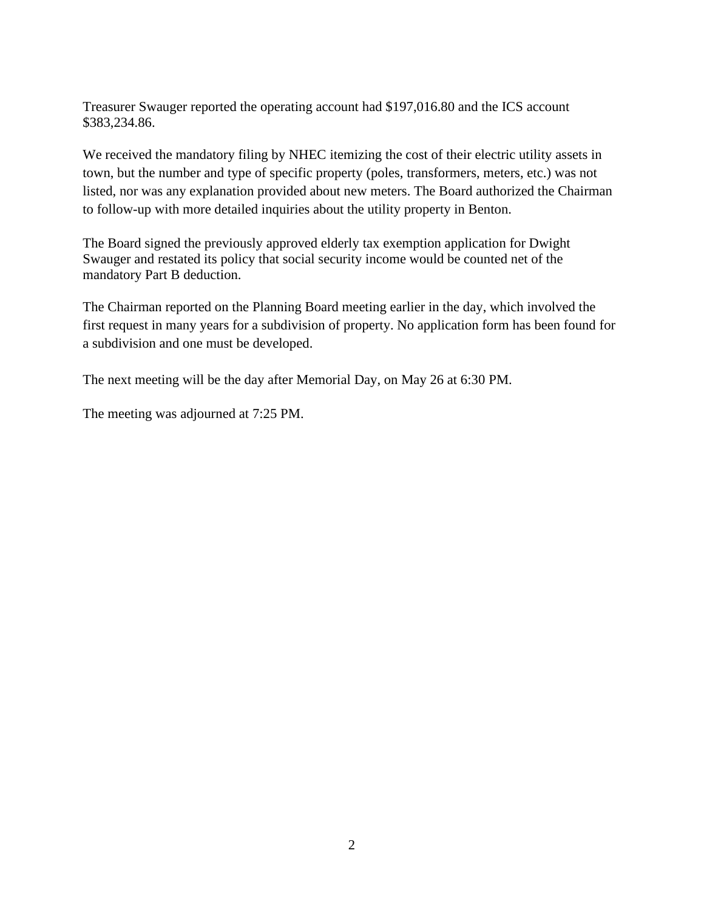Treasurer Swauger reported the operating account had $197,016.80 and the ICS account $383,234.86.

We received the mandatory filing by NHEC itemizing the cost of their electric utility assets in town, but the number and type of specific property (poles, transformers, meters, etc.) was not listed, nor was any explanation provided about new meters. The Board authorized the Chairman to follow-up with more detailed inquiries about the utility property in Benton.

The Board signed the previously approved elderly tax exemption application for Dwight Swauger and restated its policy that social security income would be counted net of the mandatory Part B deduction.

The Chairman reported on the Planning Board meeting earlier in the day, which involved the first request in many years for a subdivision of property. No application form has been found for a subdivision and one must be developed.

The next meeting will be the day after Memorial Day, on May 26 at 6:30 PM.

The meeting was adjourned at 7:25 PM.